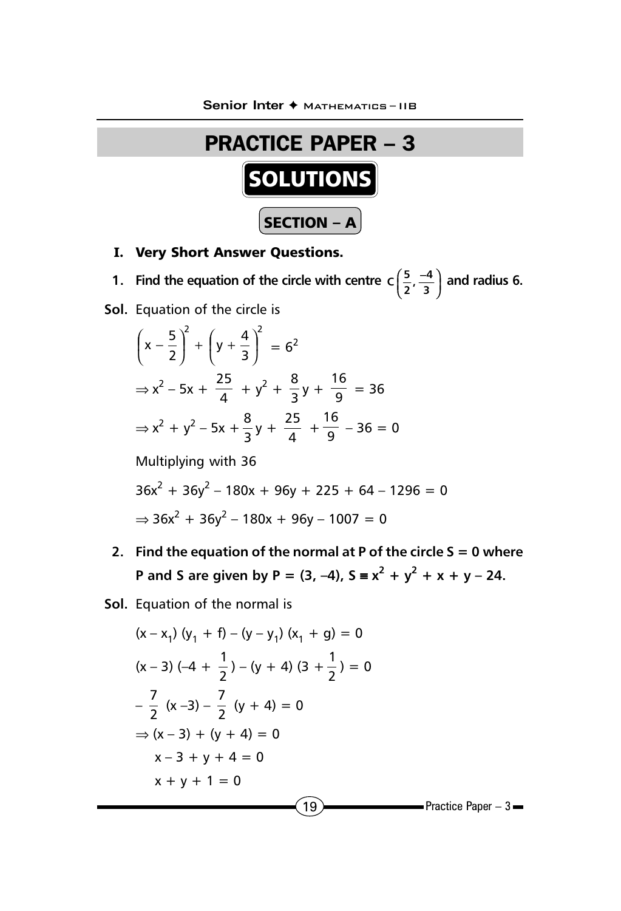# PRACTICE PAPER – 3

## SOLUTIONS

### SECTION – A

**I. Very Short Answer Questions.**

**1. Find the equation of the circle with centre $C\left(\frac{5}{2}, \frac{-4}{3}\right)$ and radius 6.**

**Sol.** Equation of the circle is

$$\left(x - \frac{5}{2}\right)^2 + \left(y + \frac{4}{3}\right)^2 = 6^2$$

$$\Rightarrow x^2 - 5x + \frac{25}{4} + y^2 + \frac{8}{3}y + \frac{16}{9} = 36$$

$$\Rightarrow x^2 + y^2 - 5x + \frac{8}{3}y + \frac{25}{4} + \frac{16}{9} - 36 = 0$$

Multiplying with 36

$$36x^2 + 36y^2 - 180x + 96y + 225 + 64 - 1296 = 0$$

$$\Rightarrow 36x^2 + 36y^2 - 180x + 96y - 1007 = 0$$

**2. Find the equation of the normal at P of the circle S = 0 where P and S are given by $P = (3, -4)$, $S \equiv x^2 + y^2 + x + y - 24$.**

**Sol.** Equation of the normal is

$$(x - x_1)(y_1 + f) - (y - y_1)(x_1 + g) = 0$$

$$(x - 3)\left(-4 + \frac{1}{2}\right) - (y + 4)\left(3 + \frac{1}{2}\right) = 0$$

$$-\frac{7}{2}(x - 3) - \frac{7}{2}(y + 4) = 0$$

$$\Rightarrow (x - 3) + (y + 4) = 0$$

$$x - 3 + y + 4 = 0$$

$$x + y + 1 = 0$$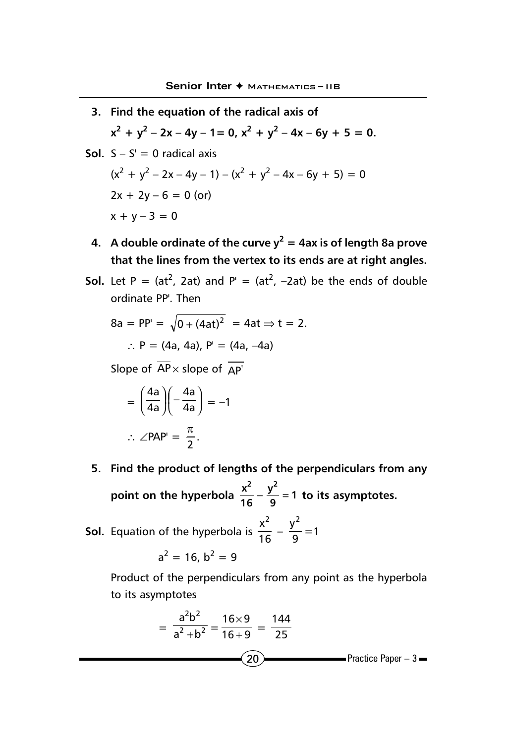**3. Find the equation of the radical axis of**

**$x^2 + y^2 - 2x - 4y - 1 = 0$, $x^2 + y^2 - 4x - 6y + 5 = 0$.**

**Sol.** $S - S' = 0$ radical axis

$(x^2 + y^2 - 2x - 4y - 1) - (x^2 + y^2 - 4x - 6y + 5) = 0$

$2x + 2y - 6 = 0$ (or)

$x + y - 3 = 0$

**4. A double ordinate of the curve $y^2 = 4ax$ is of length 8a prove that the lines from the vertex to its ends are at right angles.**

**Sol.** Let $P = (at^2, 2at)$ and $P' = (at^2, -2at)$ be the ends of double ordinate PP'. Then

$8a = PP' = \sqrt{0 + (4at)^2} = 4at \Rightarrow t = 2.$

$\therefore P = (4a, 4a), P' = (4a, -4a)$

Slope of $\overline{AP} \times$ slope of $\overline{AP'}$

$= \left(\frac{4a}{4a}\right)\left(-\frac{4a}{4a}\right) = -1$

$\therefore \angle PAP' = \frac{\pi}{2}.$

**5. Find the product of lengths of the perpendiculars from any point on the hyperbola $\frac{x^2}{16} - \frac{y^2}{9} = 1$ to its asymptotes.**

**Sol.** Equation of the hyperbola is $\frac{x^2}{16} - \frac{y^2}{9} = 1$

$a^2 = 16, b^2 = 9$

Product of the perpendiculars from any point as the hyperbola to its asymptotes

$$= \frac{a^2b^2}{a^2 + b^2} = \frac{16 \times 9}{16 + 9} = \frac{144}{25}$$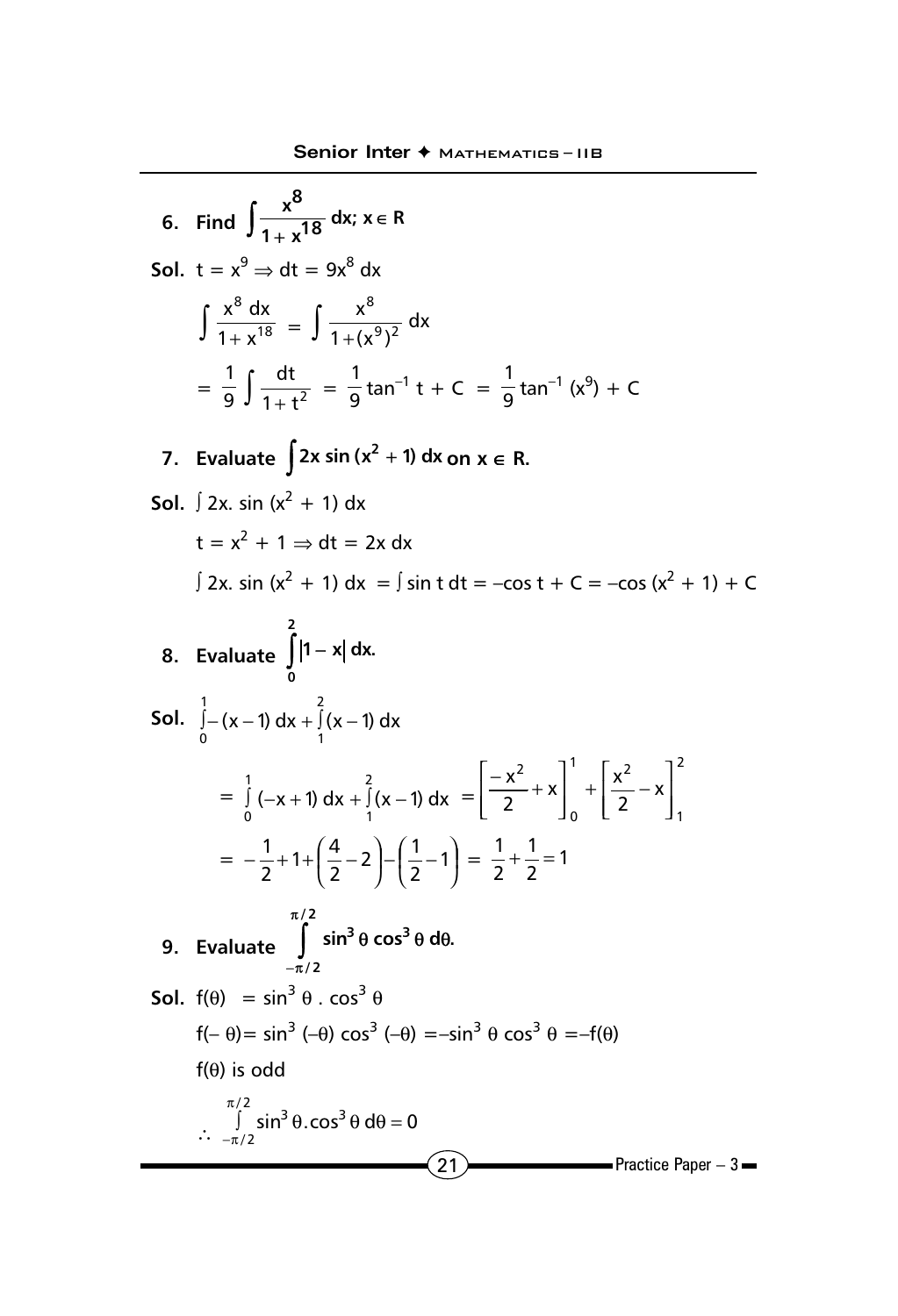**6. Find $\int \frac{x^8}{1+x^{18}} dx;\ x \in R$**

**Sol.** $t = x^9 \Rightarrow dt = 9x^8\, dx$

$$\int \frac{x^8\, dx}{1+x^{18}} = \int \frac{x^8}{1+(x^9)^2}\, dx$$

$$= \frac{1}{9}\int \frac{dt}{1+t^2} = \frac{1}{9}\tan^{-1} t + C = \frac{1}{9}\tan^{-1}(x^9) + C$$

**7. Evaluate $\int 2x \sin(x^2+1)\, dx$ on $x \in R$.**

**Sol.** $\int 2x.\, \sin(x^2+1)\, dx$

$t = x^2 + 1 \Rightarrow dt = 2x\, dx$

$\int 2x.\, \sin(x^2+1)\, dx = \int \sin t\, dt = -\cos t + C = -\cos(x^2+1) + C$

**8. Evaluate $\int_0^2 |1-x|\, dx.$**

**Sol.** $\int_0^1 -(x-1)\, dx + \int_1^2 (x-1)\, dx$

$$= \int_0^1 (-x+1)\, dx + \int_1^2 (x-1)\, dx = \left[\frac{-x^2}{2}+x\right]_0^1 + \left[\frac{x^2}{2}-x\right]_1^2$$

$$= -\frac{1}{2}+1+\left(\frac{4}{2}-2\right)-\left(\frac{1}{2}-1\right) = \frac{1}{2}+\frac{1}{2} = 1$$

**9. Evaluate $\int_{-\pi/2}^{\pi/2} \sin^3\theta \cos^3\theta\, d\theta.$**

**Sol.** $f(\theta) = \sin^3\theta \,.\, \cos^3\theta$

$f(-\theta) = \sin^3(-\theta)\cos^3(-\theta) = -\sin^3\theta\cos^3\theta = -f(\theta)$

$f(\theta)$ is odd

$$\therefore \int_{-\pi/2}^{\pi/2} \sin^3\theta.\cos^3\theta\, d\theta = 0$$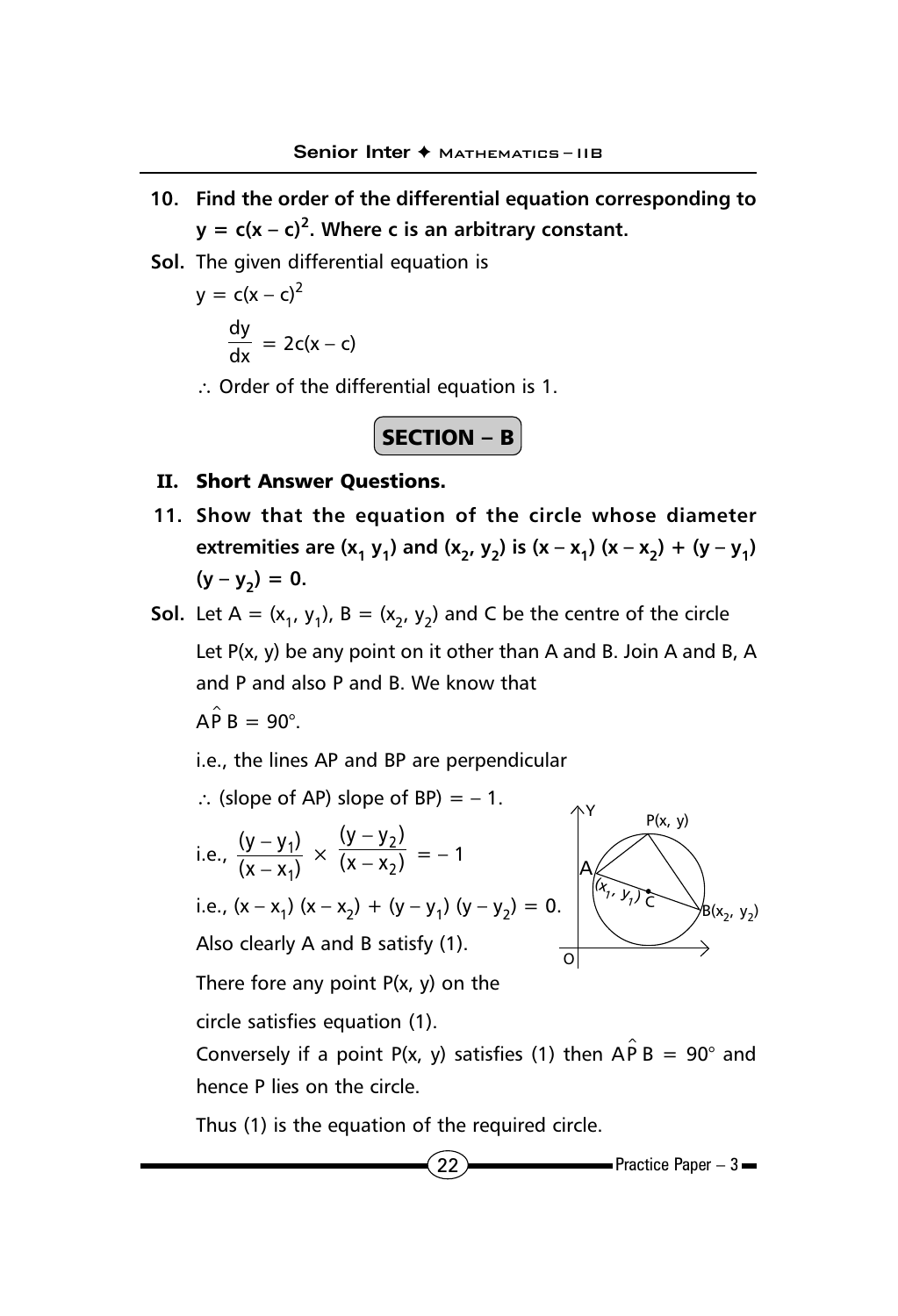**10. Find the order of the differential equation corresponding to $y = c(x - c)^2$. Where c is an arbitrary constant.**

**Sol.** The given differential equation is

$y = c(x - c)^2$

$$\frac{dy}{dx} = 2c(x - c)$$

$\therefore$ Order of the differential equation is 1.

## SECTION – B

### II. Short Answer Questions.

**11. Show that the equation of the circle whose diameter extremities are $(x_1\ y_1)$ and $(x_2, y_2)$ is $(x - x_1)(x - x_2) + (y - y_1)(y - y_2) = 0$.**

**Sol.** Let $A = (x_1, y_1)$, $B = (x_2, y_2)$ and C be the centre of the circle

Let P(x, y) be any point on it other than A and B. Join A and B, A and P and also P and B. We know that

$A\hat{P}B = 90°$.

i.e., the lines AP and BP are perpendicular

$\therefore$ (slope of AP) slope of BP) $= -1$.

i.e., $\dfrac{(y - y_1)}{(x - x_1)} \times \dfrac{(y - y_2)}{(x - x_2)} = -1$

i.e., $(x - x_1)(x - x_2) + (y - y_1)(y - y_2) = 0$.

Also clearly A and B satisfy (1).

There fore any point P(x, y) on the circle satisfies equation (1).

Conversely if a point P(x, y) satisfies (1) then $A\hat{P}B = 90°$ and hence P lies on the circle.

Thus (1) is the equation of the required circle.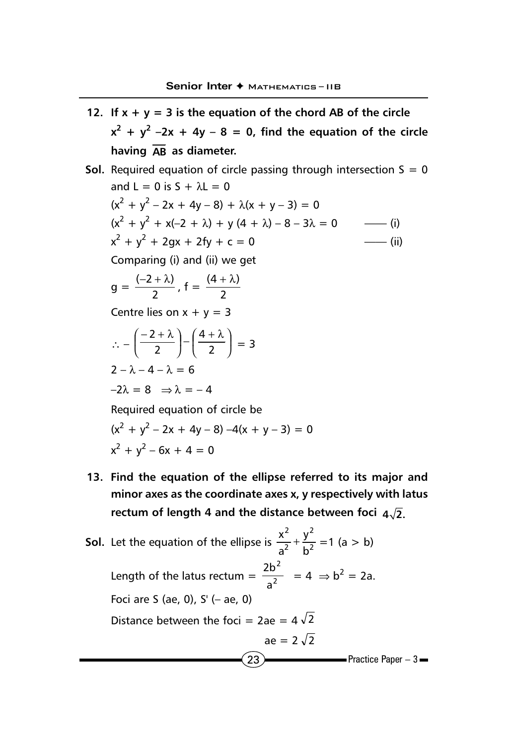**12. If $x + y = 3$ is the equation of the chord AB of the circle $x^2 + y^2 - 2x + 4y - 8 = 0$, find the equation of the circle having $\overline{AB}$ as diameter.**

**Sol.** Required equation of circle passing through intersection $S = 0$ and $L = 0$ is $S + \lambda L = 0$

$(x^2 + y^2 - 2x + 4y - 8) + \lambda(x + y - 3) = 0$

$(x^2 + y^2 + x(-2 + \lambda) + y(4 + \lambda) - 8 - 3\lambda = 0$ —— (i)

$x^2 + y^2 + 2gx + 2fy + c = 0$ —— (ii)

Comparing (i) and (ii) we get

$$g = \frac{(-2 + \lambda)}{2}, \; f = \frac{(4 + \lambda)}{2}$$

Centre lies on $x + y = 3$

$$\therefore -\left(\frac{-2 + \lambda}{2}\right) - \left(\frac{4 + \lambda}{2}\right) = 3$$

$2 - \lambda - 4 - \lambda = 6$

$-2\lambda = 8 \;\Rightarrow \lambda = -4$

Required equation of circle be

$(x^2 + y^2 - 2x + 4y - 8) - 4(x + y - 3) = 0$

$x^2 + y^2 - 6x + 4 = 0$

**13. Find the equation of the ellipse referred to its major and minor axes as the coordinate axes x, y respectively with latus rectum of length 4 and the distance between foci $4\sqrt{2}$.**

**Sol.** Let the equation of the ellipse is $\frac{x^2}{a^2} + \frac{y^2}{b^2} = 1$ $(a > b)$

Length of the latus rectum $= \frac{2b^2}{a^2} = 4 \;\Rightarrow b^2 = 2a.$

Foci are S $(ae, 0)$, S' $(-ae, 0)$

Distance between the foci $= 2ae = 4\sqrt{2}$

$ae = 2\sqrt{2}$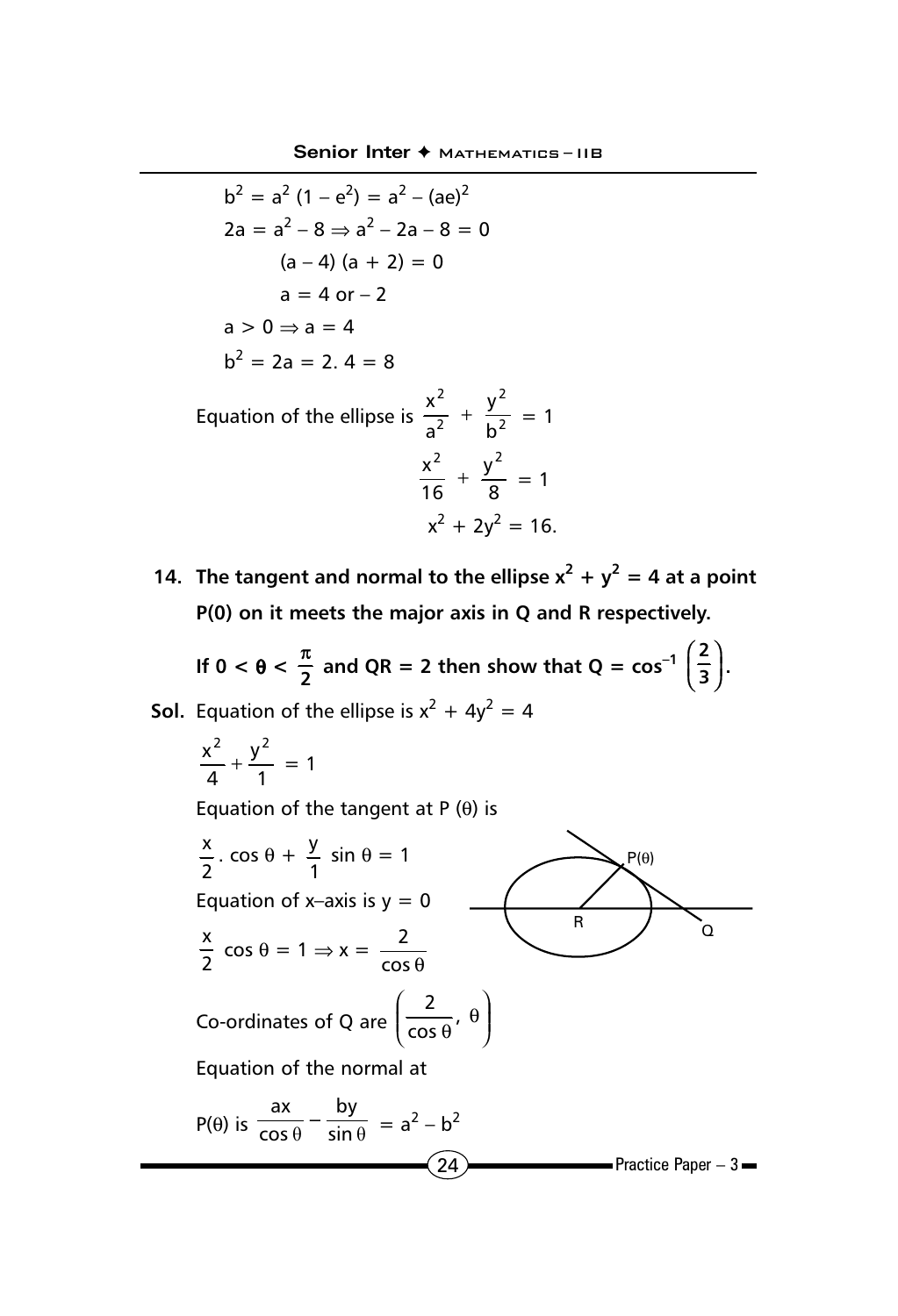$b^2 = a^2(1 - e^2) = a^2 - (ae)^2$

$2a = a^2 - 8 \Rightarrow a^2 - 2a - 8 = 0$

$(a - 4)(a + 2) = 0$

$a = 4$ or $-2$

$a > 0 \Rightarrow a = 4$

$b^2 = 2a = 2.\ 4 = 8$

Equation of the ellipse is $\dfrac{x^2}{a^2} + \dfrac{y^2}{b^2} = 1$

$$\frac{x^2}{16} + \frac{y^2}{8} = 1$$

$$x^2 + 2y^2 = 16.$$

**14. The tangent and normal to the ellipse $x^2 + y^2 = 4$ at a point P(0) on it meets the major axis in Q and R respectively. If $0 < \theta < \dfrac{\pi}{2}$ and QR = 2 then show that $Q = \cos^{-1}\left(\dfrac{2}{3}\right)$.**

**Sol.** Equation of the ellipse is $x^2 + 4y^2 = 4$

$$\frac{x^2}{4} + \frac{y^2}{1} = 1$$

Equation of the tangent at P $(\theta)$ is

$$\frac{x}{2}.\cos\theta + \frac{y}{1}\sin\theta = 1$$

Equation of x–axis is $y = 0$

$$\frac{x}{2}\cos\theta = 1 \Rightarrow x = \frac{2}{\cos\theta}$$

Co-ordinates of Q are $\left(\dfrac{2}{\cos\theta}, \theta\right)$

Equation of the normal at

P$(\theta)$ is $\dfrac{ax}{\cos\theta} - \dfrac{by}{\sin\theta} = a^2 - b^2$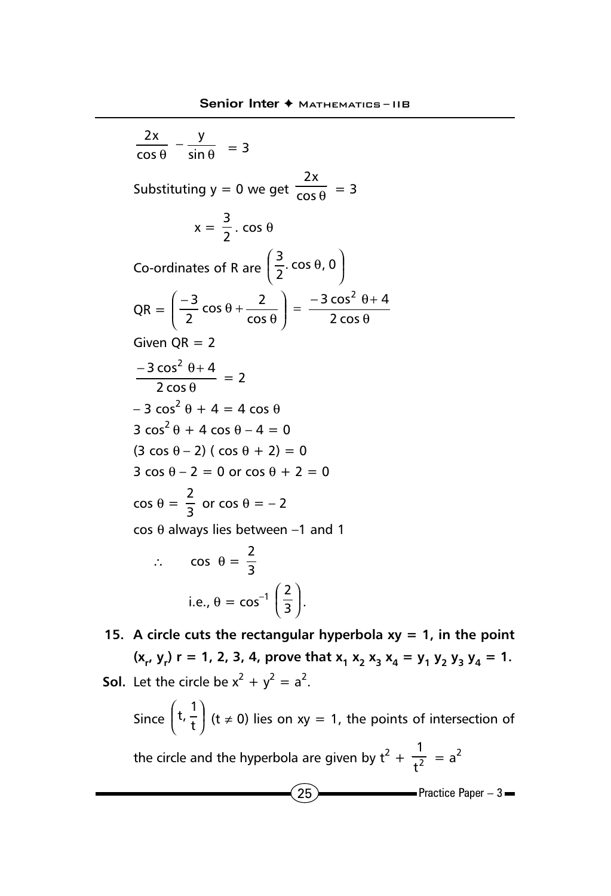$$\frac{2x}{\cos\theta} - \frac{y}{\sin\theta} = 3$$

Substituting y = 0 we get $\frac{2x}{\cos\theta} = 3$

$$x = \frac{3}{2}.\cos\theta$$

Co-ordinates of R are $\left(\frac{3}{2}.\cos\theta, 0\right)$

$$QR = \left(\frac{-3}{2}\cos\theta + \frac{2}{\cos\theta}\right) = \frac{-3\cos^2\theta + 4}{2\cos\theta}$$

Given QR = 2

$$\frac{-3\cos^2\theta + 4}{2\cos\theta} = 2$$

$-3\cos^2\theta + 4 = 4\cos\theta$

$3\cos^2\theta + 4\cos\theta - 4 = 0$

$(3\cos\theta - 2)(\cos\theta + 2) = 0$

$3\cos\theta - 2 = 0$ or $\cos\theta + 2 = 0$

$\cos\theta = \frac{2}{3}$ or $\cos\theta = -2$

$\cos\theta$ always lies between $-1$ and 1

$$\therefore \quad \cos\theta = \frac{2}{3}$$

$$\text{i.e., } \theta = \cos^{-1}\left(\frac{2}{3}\right).$$

**15. A circle cuts the rectangular hyperbola xy = 1, in the point $(x_r, y_r)$ r = 1, 2, 3, 4, prove that $x_1 x_2 x_3 x_4 = y_1 y_2 y_3 y_4 = 1$.**

**Sol.** Let the circle be $x^2 + y^2 = a^2$.

Since $\left(t, \frac{1}{t}\right)$ $(t \neq 0)$ lies on xy = 1, the points of intersection of the circle and the hyperbola are given by $t^2 + \frac{1}{t^2} = a^2$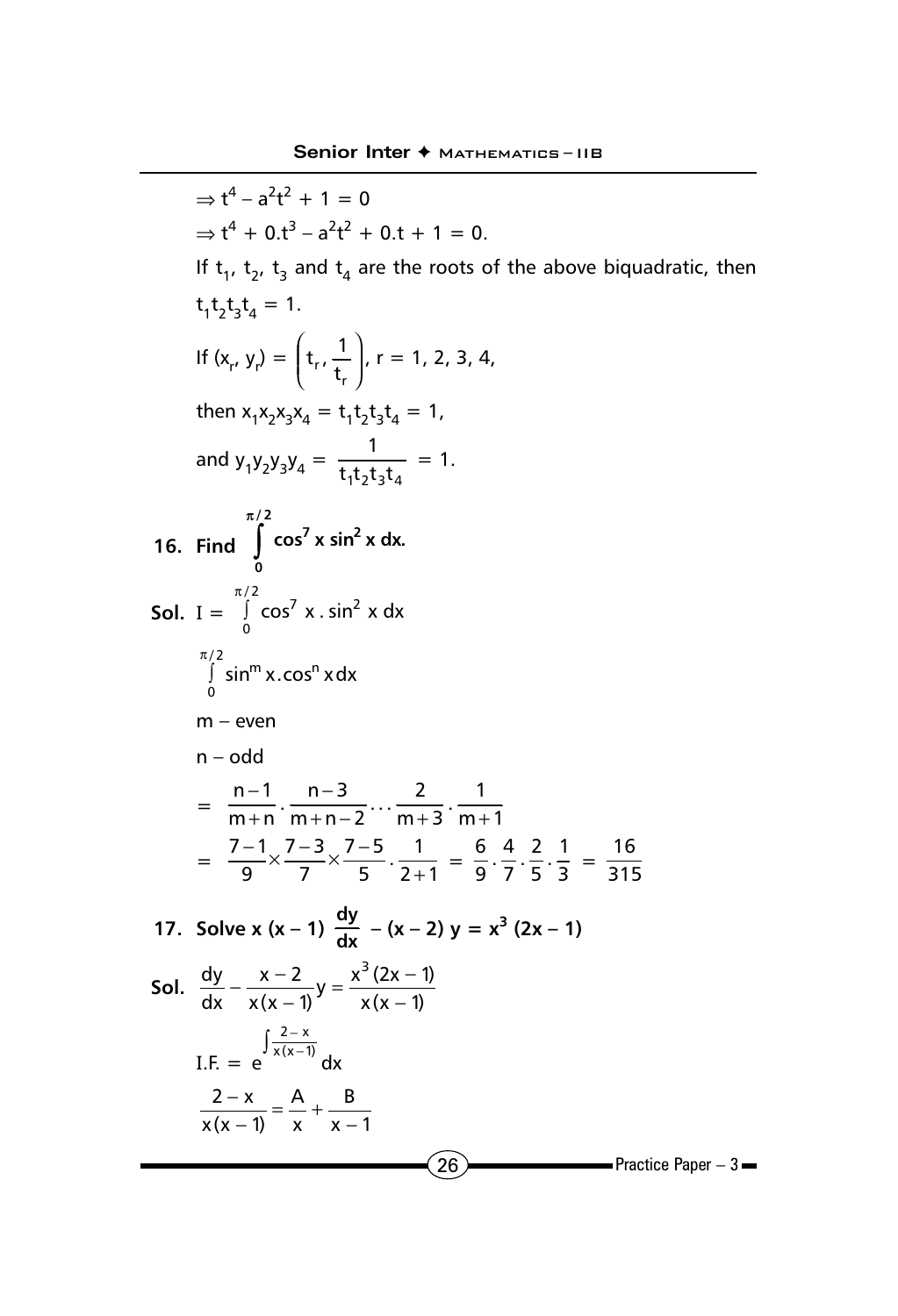$\Rightarrow t^4 - a^2t^2 + 1 = 0$

$\Rightarrow t^4 + 0.t^3 - a^2t^2 + 0.t + 1 = 0.$

If $t_1$, $t_2$, $t_3$ and $t_4$ are the roots of the above biquadratic, then $t_1t_2t_3t_4 = 1$.

If $(x_r, y_r) = \left(t_r, \frac{1}{t_r}\right)$, r = 1, 2, 3, 4,

then $x_1x_2x_3x_4 = t_1t_2t_3t_4 = 1$,

and $y_1y_2y_3y_4 = \frac{1}{t_1t_2t_3t_4} = 1$.

**16. Find $\int_0^{\pi/2} \cos^7 x \sin^2 x \, dx$.**

**Sol.** $I = \int_0^{\pi/2} \cos^7 x \, . \sin^2 x \, dx$

$\int_0^{\pi/2} \sin^m x . \cos^n x \, dx$

m – even

n – odd

$$= \frac{n-1}{m+n} \cdot \frac{n-3}{m+n-2} \cdots \frac{2}{m+3} \cdot \frac{1}{m+1}$$

$$= \frac{7-1}{9} \times \frac{7-3}{7} \times \frac{7-5}{5} \cdot \frac{1}{2+1} = \frac{6}{9} \cdot \frac{4}{7} \cdot \frac{2}{5} \cdot \frac{1}{3} = \frac{16}{315}$$

**17. Solve $x(x-1)\frac{dy}{dx} - (x-2)y = x^3(2x-1)$**

**Sol.** $\frac{dy}{dx} - \frac{x-2}{x(x-1)}y = \frac{x^3(2x-1)}{x(x-1)}$

$\text{I.F.} = e^{\int \frac{2-x}{x(x-1)}} dx$

$\frac{2-x}{x(x-1)} = \frac{A}{x} + \frac{B}{x-1}$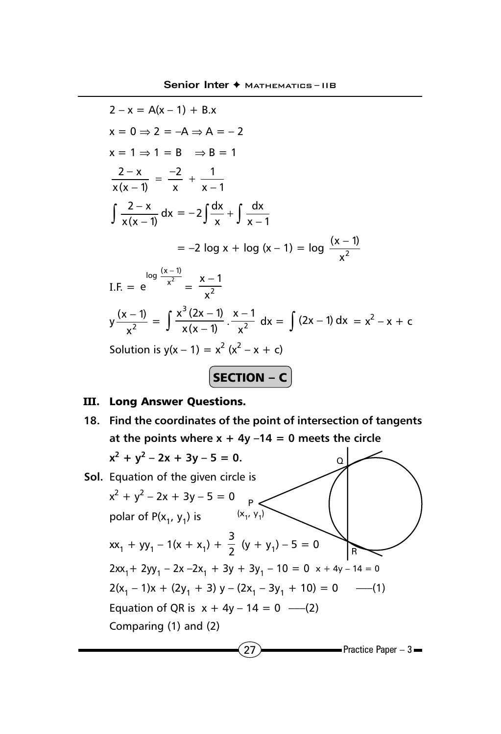$2 - x = A(x - 1) + B.x$

$x = 0 \Rightarrow 2 = -A \Rightarrow A = -2$

$x = 1 \Rightarrow 1 = B \quad \Rightarrow B = 1$

$$\frac{2 - x}{x(x-1)} = \frac{-2}{x} + \frac{1}{x-1}$$

$$\int \frac{2-x}{x(x-1)}\,dx = -2\int \frac{dx}{x} + \int \frac{dx}{x-1}$$

$$= -2 \log x + \log (x - 1) = \log \frac{(x-1)}{x^2}$$

$$\text{I.F.} = e^{\log \frac{(x-1)}{x^2}} = \frac{x-1}{x^2}$$

$$y\frac{(x-1)}{x^2} = \int \frac{x^3(2x-1)}{x(x-1)} \cdot \frac{x-1}{x^2}\,dx = \int (2x-1)\,dx = x^2 - x + c$$

Solution is $y(x - 1) = x^2 (x^2 - x + c)$

## SECTION – C

### III. Long Answer Questions.

**18. Find the coordinates of the point of intersection of tangents at the points where $x + 4y - 14 = 0$ meets the circle $x^2 + y^2 - 2x + 3y - 5 = 0$.**

**Sol.** Equation of the given circle is

$x^2 + y^2 - 2x + 3y - 5 = 0$

polar of $P(x_1, y_1)$ is

$$xx_1 + yy_1 - 1(x + x_1) + \frac{3}{2}(y + y_1) - 5 = 0$$

$$2xx_1 + 2yy_1 - 2x - 2x_1 + 3y + 3y_1 - 10 = 0$$

$$2(x_1 - 1)x + (2y_1 + 3)y - (2x_1 - 3y_1 + 10) = 0 \quad \text{——(1)}$$

Equation of QR is $x + 4y - 14 = 0$ ——(2)

Comparing (1) and (2)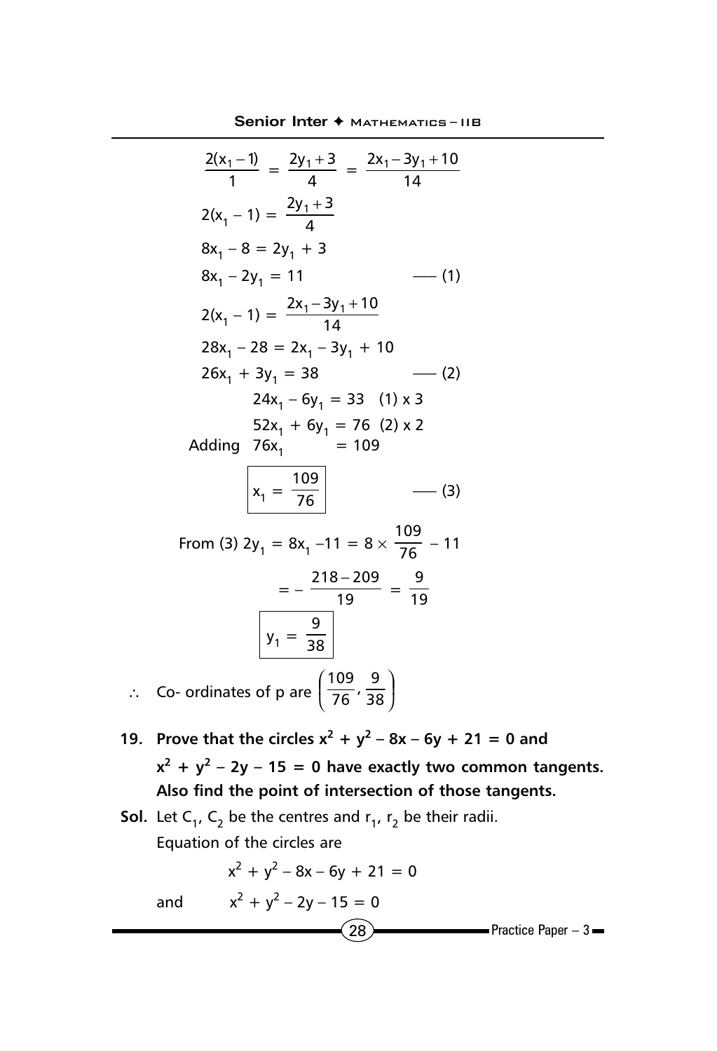$$\frac{2(x_1-1)}{1} = \frac{2y_1+3}{4} = \frac{2x_1-3y_1+10}{14}$$

$$2(x_1 - 1) = \frac{2y_1+3}{4}$$

$$8x_1 - 8 = 2y_1 + 3$$

$$8x_1 - 2y_1 = 11 \qquad \text{—— (1)}$$

$$2(x_1 - 1) = \frac{2x_1-3y_1+10}{14}$$

$$28x_1 - 28 = 2x_1 - 3y_1 + 10$$

$$26x_1 + 3y_1 = 38 \qquad \text{—— (2)}$$

$$24x_1 - 6y_1 = 33 \quad (1) \times 3$$

$$52x_1 + 6y_1 = 76 \quad (2) \times 2$$

$$\text{Adding } 76x_1 = 109$$

$$\boxed{x_1 = \frac{109}{76}} \qquad \text{—— (3)}$$

$$\text{From (3) } 2y_1 = 8x_1 - 11 = 8 \times \frac{109}{76} - 11$$

$$= -\frac{218-209}{19} = \frac{9}{19}$$

$$\boxed{y_1 = \frac{9}{38}}$$

$\therefore$ Co- ordinates of p are $\left(\frac{109}{76}, \frac{9}{38}\right)$

**19. Prove that the circles $x^2 + y^2 - 8x - 6y + 21 = 0$ and $x^2 + y^2 - 2y - 15 = 0$ have exactly two common tangents. Also find the point of intersection of those tangents.**

**Sol.** Let $C_1$, $C_2$ be the centres and $r_1$, $r_2$ be their radii.

Equation of the circles are

$$x^2 + y^2 - 8x - 6y + 21 = 0$$

and $\qquad x^2 + y^2 - 2y - 15 = 0$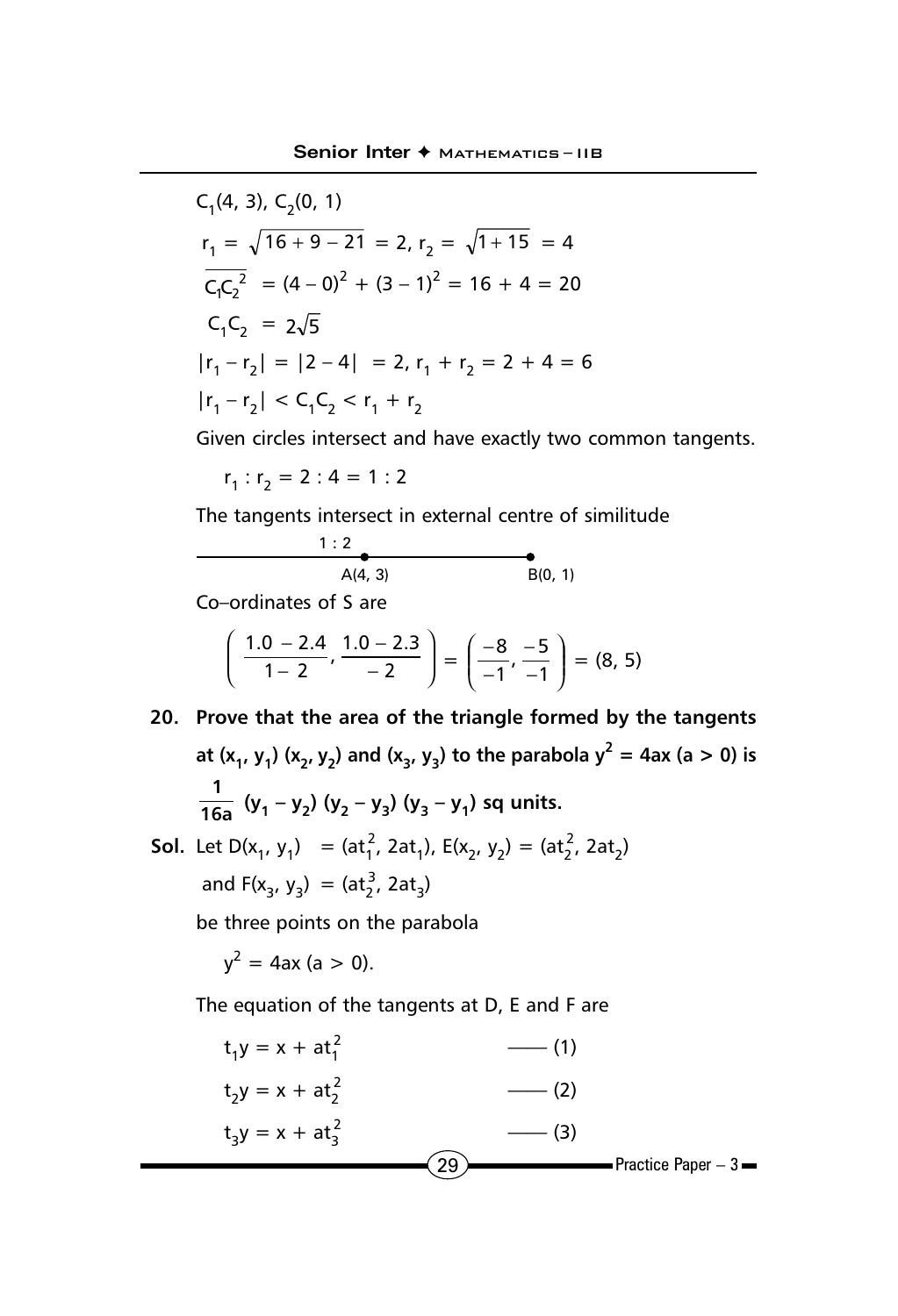$C_1(4, 3)$, $C_2(0, 1)$

$r_1 = \sqrt{16 + 9 - 21} = 2$, $r_2 = \sqrt{1 + 15} = 4$

$\overline{C_1C_2}^2 = (4 - 0)^2 + (3 - 1)^2 = 16 + 4 = 20$

$C_1C_2 = 2\sqrt{5}$

$|r_1 - r_2| = |2 - 4| = 2$, $r_1 + r_2 = 2 + 4 = 6$

$|r_1 - r_2| < C_1C_2 < r_1 + r_2$

Given circles intersect and have exactly two common tangents.

$r_1 : r_2 = 2 : 4 = 1 : 2$

The tangents intersect in external centre of similitude

1 : 2 — A(4, 3) — B(0, 1)

Co–ordinates of S are

$$\left( \frac{1.0 - 2.4}{1 - 2}, \frac{1.0 - 2.3}{-2} \right) = \left( \frac{-8}{-1}, \frac{-5}{-1} \right) = (8, 5)$$

**20. Prove that the area of the triangle formed by the tangents at $(x_1, y_1)$ $(x_2, y_2)$ and $(x_3, y_3)$ to the parabola $y^2 = 4ax$ $(a > 0)$ is $\frac{1}{16a}(y_1 - y_2)(y_2 - y_3)(y_3 - y_1)$ sq units.**

**Sol.** Let $D(x_1, y_1) = (at_1^2, 2at_1)$, $E(x_2, y_2) = (at_2^2, 2at_2)$

and $F(x_3, y_3) = (at_2^3, 2at_3)$

be three points on the parabola

$y^2 = 4ax$ $(a > 0)$.

The equation of the tangents at D, E and F are

$t_1y = x + at_1^2$ —— (1)

$t_2y = x + at_2^2$ —— (2)

$t_3y = x + at_3^2$ —— (3)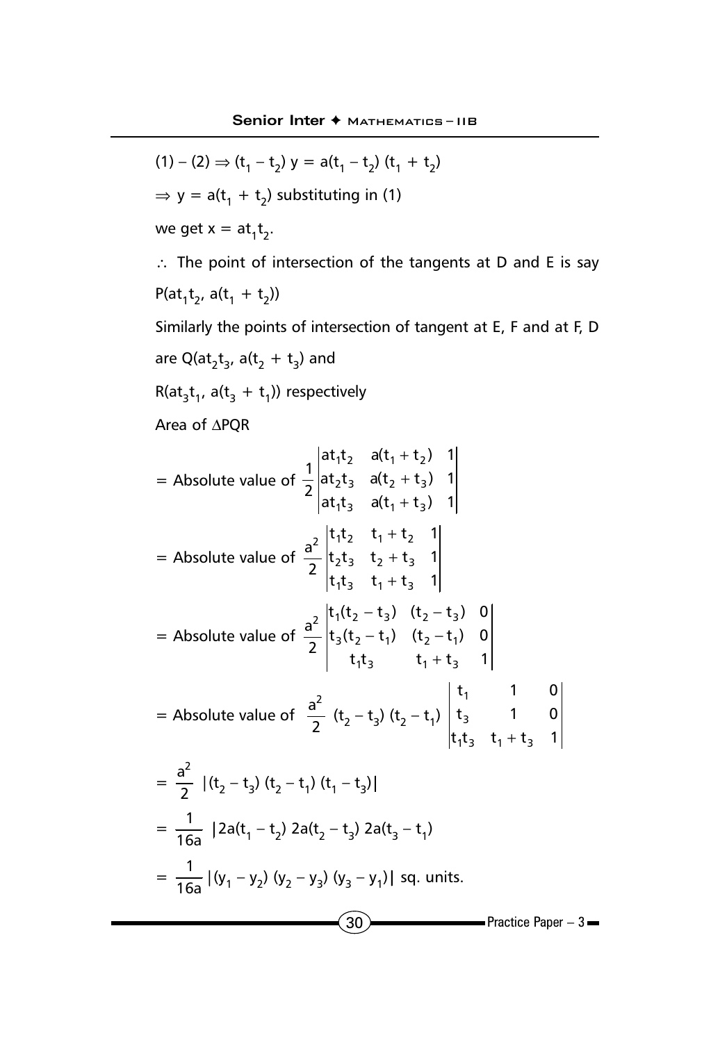$(1) - (2) \Rightarrow (t_1 - t_2)\, y = a(t_1 - t_2)(t_1 + t_2)$

$\Rightarrow y = a(t_1 + t_2)$ substituting in (1)

we get $x = at_1t_2$.

$\therefore$ The point of intersection of the tangents at D and E is say $P(at_1t_2, a(t_1 + t_2))$

Similarly the points of intersection of tangent at E, F and at F, D are $Q(at_2t_3, a(t_2 + t_3)$ and

$R(at_3t_1, a(t_3 + t_1))$ respectively

Area of $\Delta PQR$

$$= \text{Absolute value of } \frac{1}{2}\begin{vmatrix} at_1t_2 & a(t_1+t_2) & 1 \\ at_2t_3 & a(t_2+t_3) & 1 \\ at_1t_3 & a(t_1+t_3) & 1 \end{vmatrix}$$

$$= \text{Absolute value of } \frac{a^2}{2}\begin{vmatrix} t_1t_2 & t_1+t_2 & 1 \\ t_2t_3 & t_2+t_3 & 1 \\ t_1t_3 & t_1+t_3 & 1 \end{vmatrix}$$

$$= \text{Absolute value of } \frac{a^2}{2}\begin{vmatrix} t_1(t_2-t_3) & (t_2-t_3) & 0 \\ t_3(t_2-t_1) & (t_2-t_1) & 0 \\ t_1t_3 & t_1+t_3 & 1 \end{vmatrix}$$

$$= \text{Absolute value of } \frac{a^2}{2}(t_2-t_3)(t_2-t_1)\begin{vmatrix} t_1 & 1 & 0 \\ t_3 & 1 & 0 \\ t_1t_3 & t_1+t_3 & 1 \end{vmatrix}$$

$$= \frac{a^2}{2}\,|(t_2-t_3)(t_2-t_1)(t_1-t_3)|$$

$$= \frac{1}{16a}\,|2a(t_1-t_2)\, 2a(t_2-t_3)\, 2a(t_3-t_1)$$

$$= \frac{1}{16a}\,|(y_1-y_2)(y_2-y_3)(y_3-y_1)| \text{ sq. units.}$$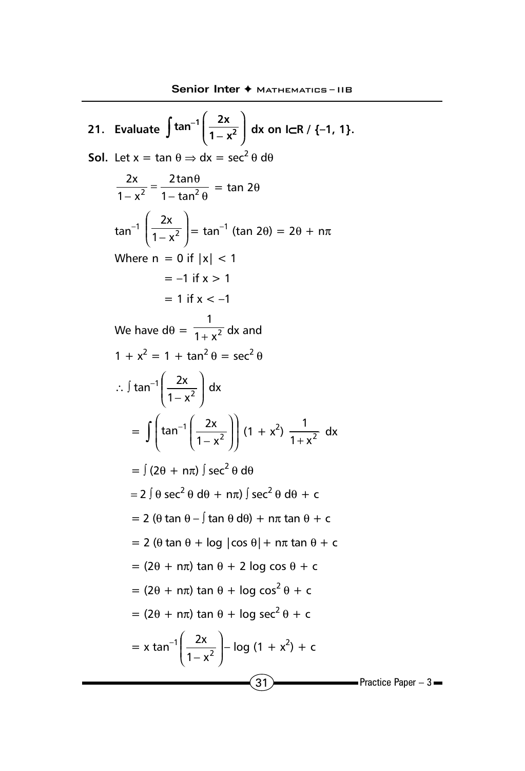**21. Evaluate $\int \tan^{-1}\left(\frac{2x}{1-x^2}\right) dx$ on $I \subset R / \{-1, 1\}$.**

**Sol.** Let $x = \tan\theta \Rightarrow dx = \sec^2\theta \, d\theta$

$$\frac{2x}{1-x^2} = \frac{2\tan\theta}{1-\tan^2\theta} = \tan 2\theta$$

$$\tan^{-1}\left(\frac{2x}{1-x^2}\right) = \tan^{-1}(\tan 2\theta) = 2\theta + n\pi$$

Where $n = 0$ if $|x| < 1$

$= -1$ if $x > 1$

$= 1$ if $x < -1$

We have $d\theta = \frac{1}{1+x^2} dx$ and

$1 + x^2 = 1 + \tan^2\theta = \sec^2\theta$

$$\therefore \int \tan^{-1}\left(\frac{2x}{1-x^2}\right) dx$$

$$= \int \left(\tan^{-1}\left(\frac{2x}{1-x^2}\right)\right)(1 + x^2)\frac{1}{1+x^2} dx$$

$$= \int (2\theta + n\pi) \int \sec^2\theta \, d\theta$$

$$= 2\int \theta \sec^2\theta \, d\theta + n\pi) \int \sec^2\theta \, d\theta + c$$

$$= 2(\theta \tan\theta - \int \tan\theta \, d\theta) + n\pi \tan\theta + c$$

$$= 2(\theta \tan\theta + \log|\cos\theta| + n\pi \tan\theta + c$$

$$= (2\theta + n\pi)\tan\theta + 2\log\cos\theta + c$$

$$= (2\theta + n\pi)\tan\theta + \log\cos^2\theta + c$$

$$= (2\theta + n\pi)\tan\theta + \log\sec^2\theta + c$$

$$= x\tan^{-1}\left(\frac{2x}{1-x^2}\right) - \log(1 + x^2) + c$$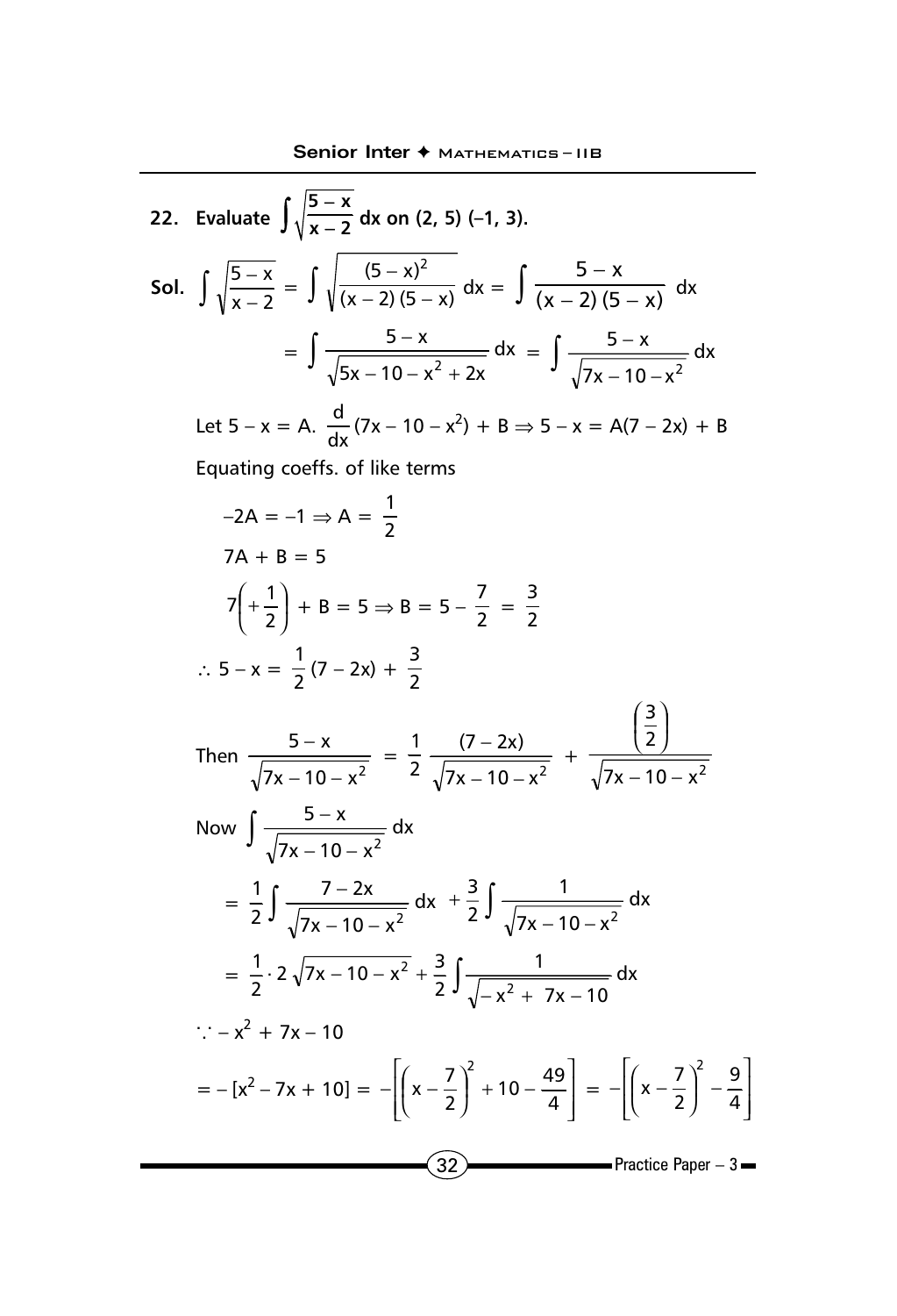**22. Evaluate $\int \sqrt{\frac{5-x}{x-2}}\, dx$ on (2, 5) (–1, 3).**

**Sol.** $\int \sqrt{\frac{5-x}{x-2}} = \int \sqrt{\frac{(5-x)^2}{(x-2)(5-x)}}\, dx = \int \frac{5-x}{(x-2)(5-x)}\, dx$

$$= \int \frac{5-x}{\sqrt{5x-10-x^2+2x}}\, dx = \int \frac{5-x}{\sqrt{7x-10-x^2}}\, dx$$

Let $5 - x = A.\ \frac{d}{dx}(7x - 10 - x^2) + B \Rightarrow 5 - x = A(7 - 2x) + B$

Equating coeffs. of like terms

$$-2A = -1 \Rightarrow A = \frac{1}{2}$$

$$7A + B = 5$$

$$7\left(+\frac{1}{2}\right) + B = 5 \Rightarrow B = 5 - \frac{7}{2} = \frac{3}{2}$$

$$\therefore\ 5 - x = \frac{1}{2}(7 - 2x) + \frac{3}{2}$$

Then $\frac{5-x}{\sqrt{7x-10-x^2}} = \frac{1}{2}\frac{(7-2x)}{\sqrt{7x-10-x^2}} + \frac{\left(\frac{3}{2}\right)}{\sqrt{7x-10-x^2}}$

Now $\int \frac{5-x}{\sqrt{7x-10-x^2}}\, dx$

$$= \frac{1}{2}\int \frac{7-2x}{\sqrt{7x-10-x^2}}\, dx + \frac{3}{2}\int \frac{1}{\sqrt{7x-10-x^2}}\, dx$$

$$= \frac{1}{2} \cdot 2\sqrt{7x-10-x^2} + \frac{3}{2}\int \frac{1}{\sqrt{-x^2+7x-10}}\, dx$$

$\because -x^2 + 7x - 10$

$$= -[x^2 - 7x + 10] = -\left[\left(x-\frac{7}{2}\right)^2 + 10 - \frac{49}{4}\right] = -\left[\left(x-\frac{7}{2}\right)^2 - \frac{9}{4}\right]$$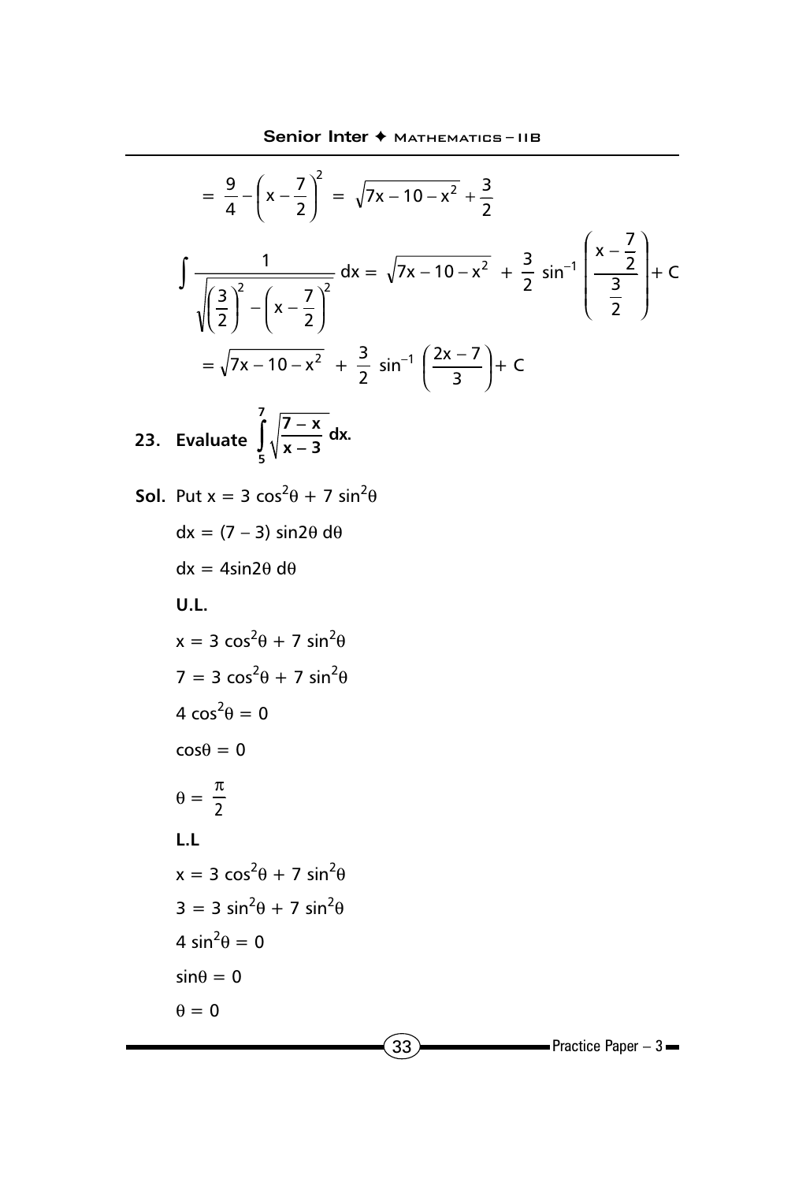$$= \frac{9}{4} - \left(x - \frac{7}{2}\right)^2 = \sqrt{7x - 10 - x^2} + \frac{3}{2}$$

$$\int \frac{1}{\sqrt{\left(\frac{3}{2}\right)^2 - \left(x - \frac{7}{2}\right)^2}}\, dx = \sqrt{7x - 10 - x^2} + \frac{3}{2}\sin^{-1}\left(\frac{x - \frac{7}{2}}{\frac{3}{2}}\right) + C$$

$$= \sqrt{7x - 10 - x^2} + \frac{3}{2}\sin^{-1}\left(\frac{2x - 7}{3}\right) + C$$

**23. Evaluate $\int_5^7 \sqrt{\frac{7 - x}{x - 3}}\, dx.$**

**Sol.** Put $x = 3\cos^2\theta + 7\sin^2\theta$

$dx = (7 - 3)\sin 2\theta\, d\theta$

$dx = 4\sin 2\theta\, d\theta$

**U.L.**

$x = 3\cos^2\theta + 7\sin^2\theta$

$7 = 3\cos^2\theta + 7\sin^2\theta$

$4\cos^2\theta = 0$

$\cos\theta = 0$

$\theta = \frac{\pi}{2}$

**L.L**

$x = 3\cos^2\theta + 7\sin^2\theta$

$3 = 3\sin^2\theta + 7\sin^2\theta$

$4\sin^2\theta = 0$

$\sin\theta = 0$

$\theta = 0$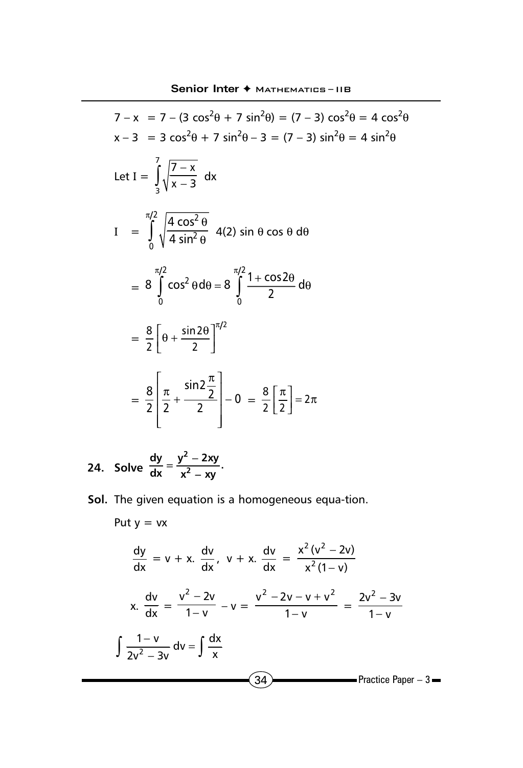$7 - x = 7 - (3\cos^2\theta + 7\sin^2\theta) = (7 - 3)\cos^2\theta = 4\cos^2\theta$

$x - 3 = 3\cos^2\theta + 7\sin^2\theta - 3 = (7 - 3)\sin^2\theta = 4\sin^2\theta$

Let $I = \int_3^7 \sqrt{\frac{7-x}{x-3}}\, dx$

$$I = \int_0^{\pi/2} \sqrt{\frac{4\cos^2\theta}{4\sin^2\theta}}\; 4(2)\sin\theta\cos\theta\, d\theta$$

$$= 8\int_0^{\pi/2} \cos^2\theta\, d\theta = 8\int_0^{\pi/2} \frac{1+\cos 2\theta}{2}\, d\theta$$

$$= \frac{8}{2}\left[\theta + \frac{\sin 2\theta}{2}\right]_0^{\pi/2}$$

$$= \frac{8}{2}\left[\frac{\pi}{2} + \frac{\sin 2\frac{\pi}{2}}{2}\right] - 0 = \frac{8}{2}\left[\frac{\pi}{2}\right] = 2\pi$$

**24. Solve $\frac{dy}{dx} = \frac{y^2 - 2xy}{x^2 - xy}$.**

**Sol.** The given equation is a homogeneous equa-tion.

Put $y = vx$

$$\frac{dy}{dx} = v + x.\frac{dv}{dx},\quad v + x.\frac{dv}{dx} = \frac{x^2(v^2 - 2v)}{x^2(1-v)}$$

$$x.\frac{dv}{dx} = \frac{v^2 - 2v}{1-v} - v = \frac{v^2 - 2v - v + v^2}{1-v} = \frac{2v^2 - 3v}{1-v}$$

$$\int \frac{1-v}{2v^2 - 3v}\, dv = \int \frac{dx}{x}$$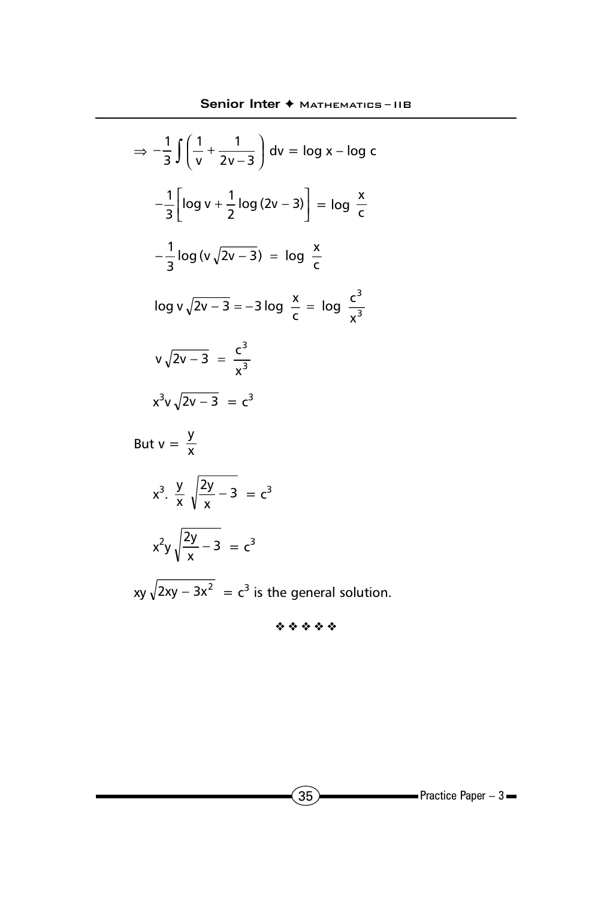$$\Rightarrow -\frac{1}{3}\int\left(\frac{1}{v}+\frac{1}{2v-3}\right)dv = \log x - \log c$$

$$-\frac{1}{3}\left[\log v + \frac{1}{2}\log(2v-3)\right] = \log\frac{x}{c}$$

$$-\frac{1}{3}\log(v\sqrt{2v-3}) = \log\frac{x}{c}$$

$$\log v\sqrt{2v-3} = -3\log\frac{x}{c} = \log\frac{c^3}{x^3}$$

$$v\sqrt{2v-3} = \frac{c^3}{x^3}$$

$$x^3 v\sqrt{2v-3} = c^3$$

But $v = \frac{y}{x}$

$$x^3.\frac{y}{x}\sqrt{\frac{2y}{x}-3} = c^3$$

$$x^2 y\sqrt{\frac{2y}{x}-3} = c^3$$

$xy\sqrt{2xy-3x^2} = c^3$ is the general solution.

❖ ❖ ❖ ❖ ❖